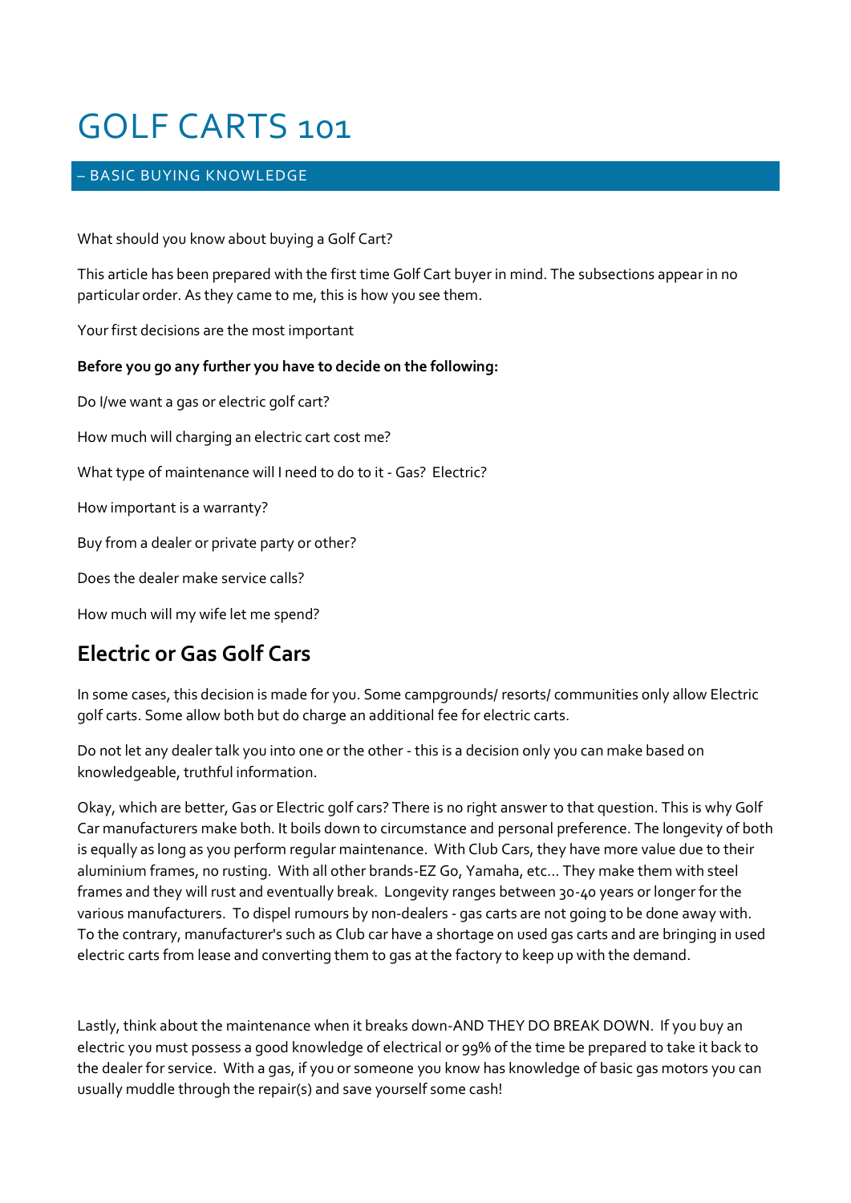# GOLF CARTS 101

## – BASIC BUYING KNOWLEDGE

What should you know about buying a Golf Cart?

This article has been prepared with the first time Golf Cart buyer in mind. The subsections appear in no particular order. As they came to me, this is how you see them.

Your first decisions are the most important

**Before you go any further you have to decide on the following:**

Do I/we want a gas or electric golf cart?

How much will charging an electric cart cost me?

What type of maintenance will I need to do to it - Gas? Electric?

How important is a warranty?

Buy from a dealer or private party or other?

Does the dealer make service calls?

How much will my wife let me spend?

## Electric or Gas Golf Cars

In some cases, this decision is made for you. Some campgrounds/ resorts/ communities only allow Electric golf carts. Some allow both but do charge an additional fee for electric carts.

Do not let any dealer talk you into one or the other - this is a decision only you can make based on knowledgeable, truthful information.

Okay, which are better, Gas or Electric golf cars? There is no right answer to that question. This is why Golf Car manufacturers make both. It boils down to circumstance and personal preference. The longevity of both is equally as long as you perform regular maintenance. With Club Cars, they have more value due to their aluminium frames, no rusting. With all other brands-EZ Go, Yamaha, etc... They make them with steel frames and they will rust and eventually break. Longevity ranges between 30-40 years or longer for the various manufacturers. To dispel rumours by non-dealers - gas carts are not going to be done away with. To the contrary, manufacturer's such as Club car have a shortage on used gas carts and are bringing in used electric carts from lease and converting them to gas at the factory to keep up with the demand.

Lastly, think about the maintenance when it breaks down-AND THEY DO BREAK DOWN. If you buy an electric you must possess a good knowledge of electrical or 99% of the time be prepared to take it back to the dealer for service. With a gas, if you or someone you know has knowledge of basic gas motors you can usually muddle through the repair(s) and save yourself some cash!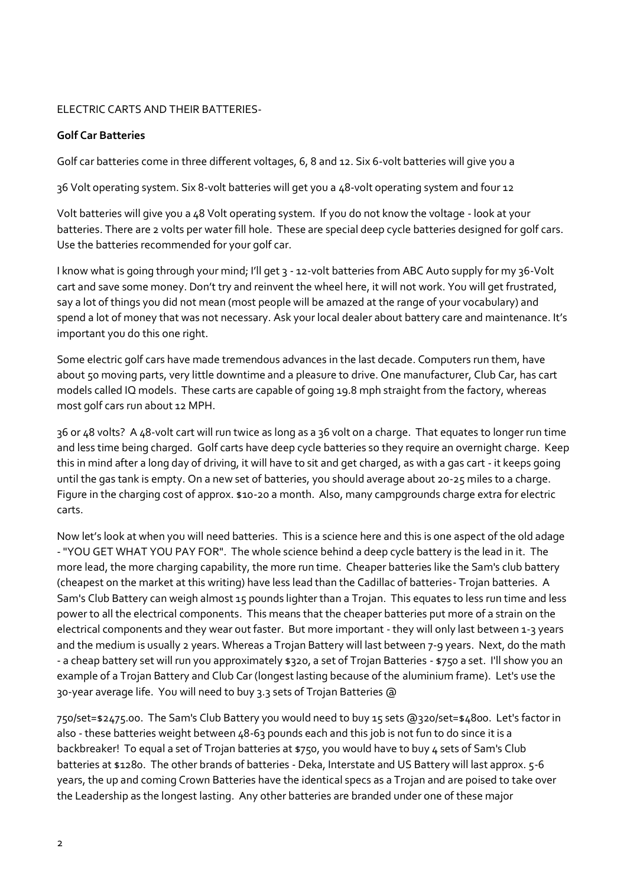ELECTRIC CARTS AND THEIR BATTERIES-

**Golf Car Batteries**

Golf car batteries come in three different voltages, 6, 8 and 12. Six 6-volt batteries will give you a 36 Volt operating system. Six 8-volt batteries will get you a 48-volt operating system and four 12 Volt batteries will give you a 48 Volt operating system. If you do not know the voltage - look at your batteries. There are 2 volts per water fill hole. These are special deep cycle batteries designed for golf cars. Use the batteries recommended for your golf car.

I know what is going through your mind; I'll get 3 - 12-volt batteries from ABC Auto supply for my 36-Volt cart and save some money. Don't try and reinvent the wheel here, it will not work. You will get frustrated, say a lot of things you did not mean (most people will be amazed at the range of your vocabulary) and spend a lot of money that was not necessary. Ask your local dealer about battery care and maintenance. It's important you do this one right.

Some electric golf cars have made tremendous advances in the last decade. Computers run them, have about 50 moving parts, very little downtime and a pleasure to drive. One manufacturer, Club Car, has cart models called IQ models. These carts are capable of going 19.8 mph straight from the factory, whereas most golf cars run about 12 MPH.

36 or 48 volts? A 48-volt cart will run twice as long as a 36 volt on a charge. That equates to longer run time and less time being charged. Golf carts have deep cycle batteries so they require an overnight charge. Keep this in mind after a long day of driving, it will have to sit and get charged, as with a gas cart - it keeps going until the gas tank is empty. On a new set of batteries, you should average about 20-25 miles to a charge. Figure in the charging cost of approx. $10-20 a month. Also, many campgrounds charge extra for electric carts.

Now let's look at when you will need batteries. This is a science here and this is one aspect of the old adage - "YOU GET WHAT YOU PAY FOR". The whole science behind a deep cycle battery is the lead in it. The more lead, the more charging capability, the more run time. Cheaper batteries like the Sam's club battery (cheapest on the market at this writing) have less lead than the Cadillac of batteries- Trojan batteries. A Sam's Club Battery can weigh almost 15 pounds lighter than a Trojan. This equates to less run time and less power to all the electrical components. This means that the cheaper batteries put more of a strain on the electrical components and they wear out faster. But more important - they will only last between 1-3 years and the medium is usually 2 years. Whereas a Trojan Battery will last between 7-9 years. Next, do the math - a cheap battery set will run you approximately $320, a set of Trojan Batteries - $750 a set. I'll show you an example of a Trojan Battery and Club Car (longest lasting because of the aluminium frame). Let's use the 30-year average life. You will need to buy 3.3 sets of Trojan Batteries @ 750/set=$2475.00. The Sam's Club Battery you would need to buy 15 sets @320/set=$4800. Let's factor in also - these batteries weight between 48-63 pounds each and this job is not fun to do since it is a backbreaker! To equal a set of Trojan batteries at $750, you would have to buy 4 sets of Sam's Club batteries at $1280. The other brands of batteries - Deka, Interstate and US Battery will last approx. 5-6 years, the up and coming Crown Batteries have the identical specs as a Trojan and are poised to take over the Leadership as the longest lasting. Any other batteries are branded under one of these major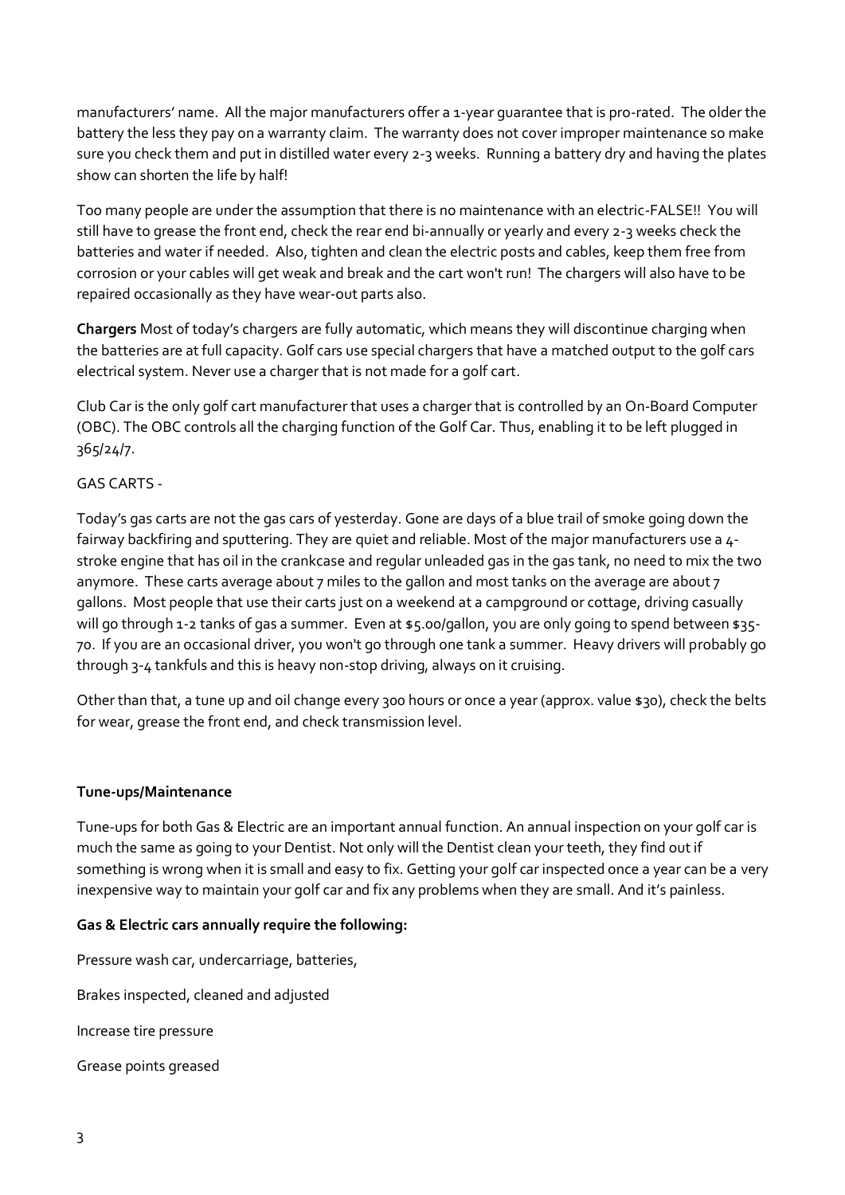manufacturers' name. All the major manufacturers offer a 1-year guarantee that is pro-rated. The older the battery the less they pay on a warranty claim. The warranty does not cover improper maintenance so make sure you check them and put in distilled water every 2-3 weeks. Running a battery dry and having the plates show can shorten the life by half!

Too many people are under the assumption that there is no maintenance with an electric-FALSE!! You will still have to grease the front end, check the rear end bi-annually or yearly and every 2-3 weeks check the batteries and water if needed. Also, tighten and clean the electric posts and cables, keep them free from corrosion or your cables will get weak and break and the cart won't run! The chargers will also have to be repaired occasionally as they have wear-out parts also.

**Chargers** Most of today's chargers are fully automatic, which means they will discontinue charging when the batteries are at full capacity. Golf cars use special chargers that have a matched output to the golf cars electrical system. Never use a charger that is not made for a golf cart.

Club Car is the only golf cart manufacturer that uses a charger that is controlled by an On-Board Computer (OBC). The OBC controls all the charging function of the Golf Car. Thus, enabling it to be left plugged in 365/24/7.

GAS CARTS -

Today's gas carts are not the gas cars of yesterday. Gone are days of a blue trail of smoke going down the fairway backfiring and sputtering. They are quiet and reliable. Most of the major manufacturers use a 4-stroke engine that has oil in the crankcase and regular unleaded gas in the gas tank, no need to mix the two anymore. These carts average about 7 miles to the gallon and most tanks on the average are about 7 gallons. Most people that use their carts just on a weekend at a campground or cottage, driving casually will go through 1-2 tanks of gas a summer. Even at $5.00/gallon, you are only going to spend between $35-70. If you are an occasional driver, you won't go through one tank a summer. Heavy drivers will probably go through 3-4 tankfuls and this is heavy non-stop driving, always on it cruising.

Other than that, a tune up and oil change every 300 hours or once a year (approx. value $30), check the belts for wear, grease the front end, and check transmission level.

**Tune-ups/Maintenance**

Tune-ups for both Gas & Electric are an important annual function. An annual inspection on your golf car is much the same as going to your Dentist. Not only will the Dentist clean your teeth, they find out if something is wrong when it is small and easy to fix. Getting your golf car inspected once a year can be a very inexpensive way to maintain your golf car and fix any problems when they are small. And it's painless.

**Gas & Electric cars annually require the following:**

Pressure wash car, undercarriage, batteries,

Brakes inspected, cleaned and adjusted

Increase tire pressure

Grease points greased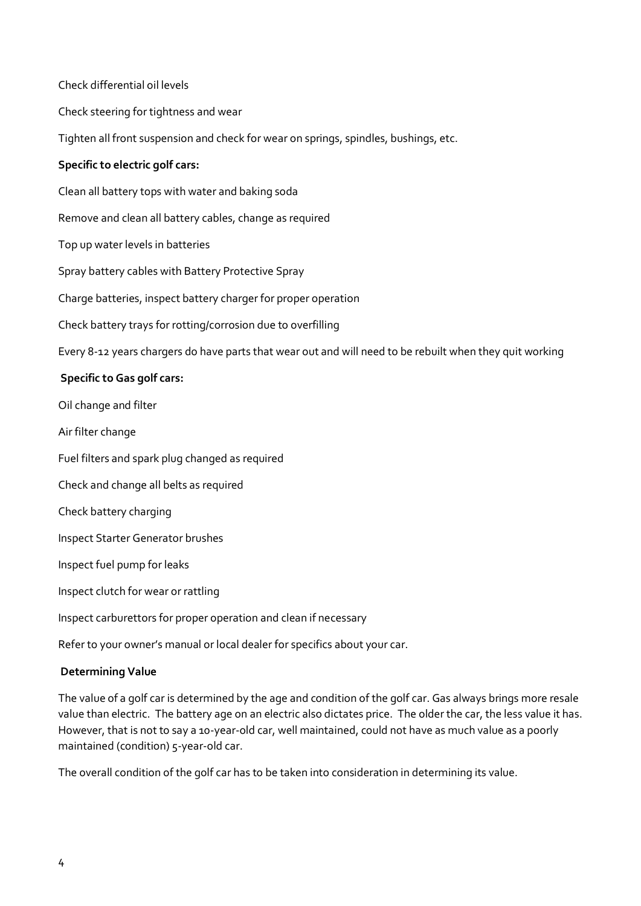Check differential oil levels

Check steering for tightness and wear

Tighten all front suspension and check for wear on springs, spindles, bushings, etc.

**Specific to electric golf cars:**

Clean all battery tops with water and baking soda

Remove and clean all battery cables, change as required

Top up water levels in batteries

Spray battery cables with Battery Protective Spray

Charge batteries, inspect battery charger for proper operation

Check battery trays for rotting/corrosion due to overfilling

Every 8-12 years chargers do have parts that wear out and will need to be rebuilt when they quit working

**Specific to Gas golf cars:**

Oil change and filter

Air filter change

Fuel filters and spark plug changed as required

Check and change all belts as required

Check battery charging

Inspect Starter Generator brushes

Inspect fuel pump for leaks

Inspect clutch for wear or rattling

Inspect carburettors for proper operation and clean if necessary

Refer to your owner's manual or local dealer for specifics about your car.

**Determining Value**

The value of a golf car is determined by the age and condition of the golf car. Gas always brings more resale value than electric. The battery age on an electric also dictates price. The older the car, the less value it has. However, that is not to say a 10-year-old car, well maintained, could not have as much value as a poorly maintained (condition) 5-year-old car.

The overall condition of the golf car has to be taken into consideration in determining its value.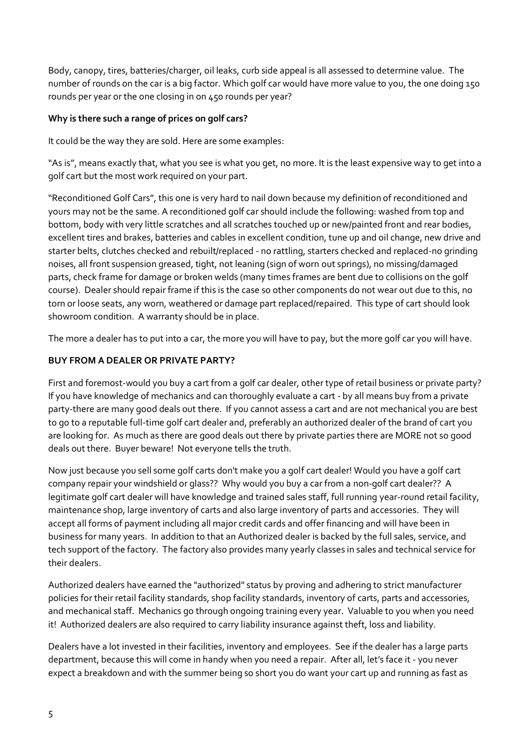Body, canopy, tires, batteries/charger, oil leaks, curb side appeal is all assessed to determine value. The number of rounds on the car is a big factor. Which golf car would have more value to you, the one doing 150 rounds per year or the one closing in on 450 rounds per year?

**Why is there such a range of prices on golf cars?**

It could be the way they are sold. Here are some examples:

"As is", means exactly that, what you see is what you get, no more. It is the least expensive way to get into a golf cart but the most work required on your part.

"Reconditioned Golf Cars", this one is very hard to nail down because my definition of reconditioned and yours may not be the same. A reconditioned golf car should include the following: washed from top and bottom, body with very little scratches and all scratches touched up or new/painted front and rear bodies, excellent tires and brakes, batteries and cables in excellent condition, tune up and oil change, new drive and starter belts, clutches checked and rebuilt/replaced - no rattling, starters checked and replaced-no grinding noises, all front suspension greased, tight, not leaning (sign of worn out springs), no missing/damaged parts, check frame for damage or broken welds (many times frames are bent due to collisions on the golf course). Dealer should repair frame if this is the case so other components do not wear out due to this, no torn or loose seats, any worn, weathered or damage part replaced/repaired. This type of cart should look showroom condition. A warranty should be in place.

The more a dealer has to put into a car, the more you will have to pay, but the more golf car you will have.

**BUY FROM A DEALER OR PRIVATE PARTY?**

First and foremost-would you buy a cart from a golf car dealer, other type of retail business or private party? If you have knowledge of mechanics and can thoroughly evaluate a cart - by all means buy from a private party-there are many good deals out there. If you cannot assess a cart and are not mechanical you are best to go to a reputable full-time golf cart dealer and, preferably an authorized dealer of the brand of cart you are looking for. As much as there are good deals out there by private parties there are MORE not so good deals out there. Buyer beware! Not everyone tells the truth.

Now just because you sell some golf carts don't make you a golf cart dealer! Would you have a golf cart company repair your windshield or glass?? Why would you buy a car from a non-golf cart dealer?? A legitimate golf cart dealer will have knowledge and trained sales staff, full running year-round retail facility, maintenance shop, large inventory of carts and also large inventory of parts and accessories. They will accept all forms of payment including all major credit cards and offer financing and will have been in business for many years. In addition to that an Authorized dealer is backed by the full sales, service, and tech support of the factory. The factory also provides many yearly classes in sales and technical service for their dealers.

Authorized dealers have earned the "authorized" status by proving and adhering to strict manufacturer policies for their retail facility standards, shop facility standards, inventory of carts, parts and accessories, and mechanical staff. Mechanics go through ongoing training every year. Valuable to you when you need it! Authorized dealers are also required to carry liability insurance against theft, loss and liability.

Dealers have a lot invested in their facilities, inventory and employees. See if the dealer has a large parts department, because this will come in handy when you need a repair. After all, let's face it - you never expect a breakdown and with the summer being so short you do want your cart up and running as fast as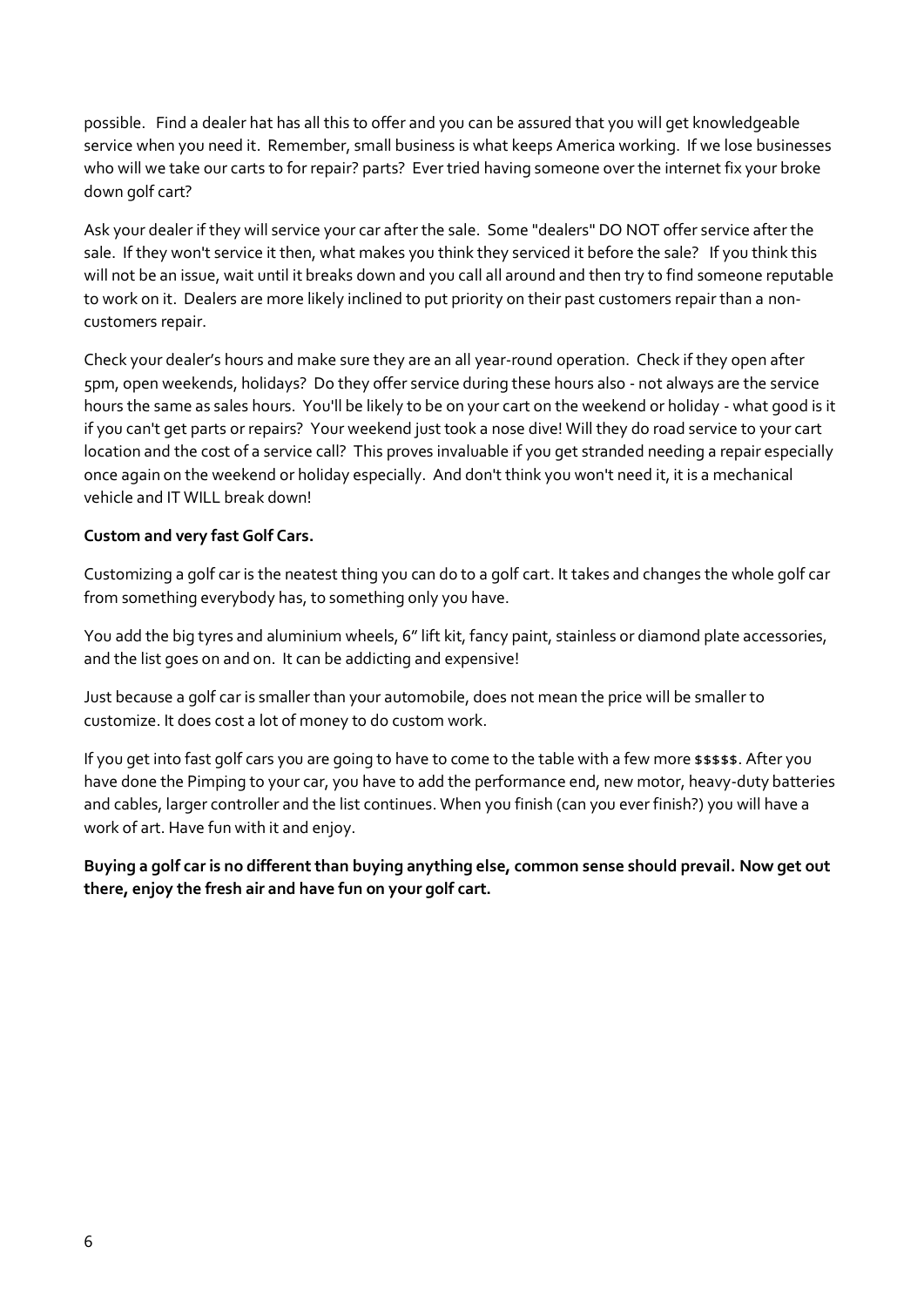possible. Find a dealer hat has all this to offer and you can be assured that you will get knowledgeable service when you need it. Remember, small business is what keeps America working. If we lose businesses who will we take our carts to for repair? parts? Ever tried having someone over the internet fix your broke down golf cart?

Ask your dealer if they will service your car after the sale. Some "dealers" DO NOT offer service after the sale. If they won't service it then, what makes you think they serviced it before the sale? If you think this will not be an issue, wait until it breaks down and you call all around and then try to find someone reputable to work on it. Dealers are more likely inclined to put priority on their past customers repair than a non-customers repair.

Check your dealer's hours and make sure they are an all year-round operation. Check if they open after 5pm, open weekends, holidays? Do they offer service during these hours also - not always are the service hours the same as sales hours. You'll be likely to be on your cart on the weekend or holiday - what good is it if you can't get parts or repairs? Your weekend just took a nose dive! Will they do road service to your cart location and the cost of a service call? This proves invaluable if you get stranded needing a repair especially once again on the weekend or holiday especially. And don't think you won't need it, it is a mechanical vehicle and IT WILL break down!

**Custom and very fast Golf Cars.**

Customizing a golf car is the neatest thing you can do to a golf cart. It takes and changes the whole golf car from something everybody has, to something only you have.

You add the big tyres and aluminium wheels, 6" lift kit, fancy paint, stainless or diamond plate accessories, and the list goes on and on. It can be addicting and expensive!

Just because a golf car is smaller than your automobile, does not mean the price will be smaller to customize. It does cost a lot of money to do custom work.

If you get into fast golf cars you are going to have to come to the table with a few more $$$$$. After you have done the Pimping to your car, you have to add the performance end, new motor, heavy-duty batteries and cables, larger controller and the list continues. When you finish (can you ever finish?) you will have a work of art. Have fun with it and enjoy.

**Buying a golf car is no different than buying anything else, common sense should prevail. Now get out there, enjoy the fresh air and have fun on your golf cart.**